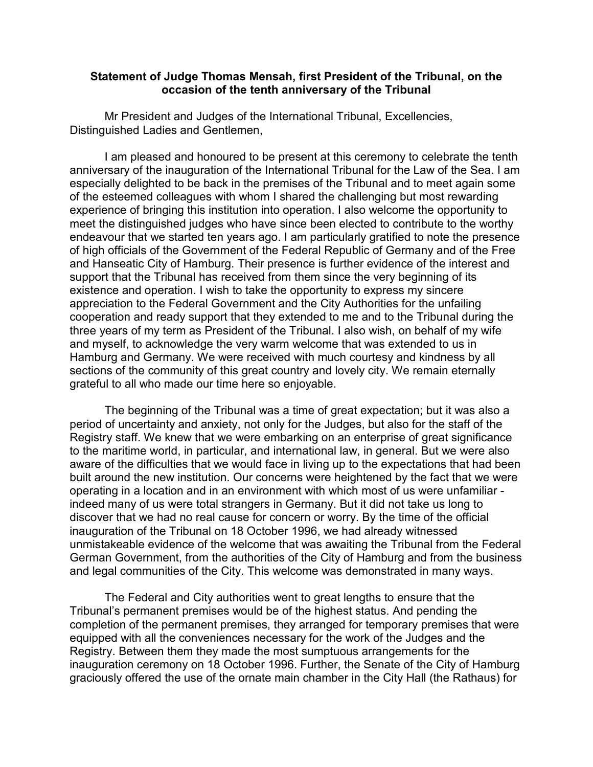**Statement of Judge Thomas Mensah, first President of the Tribunal, on the occasion of the tenth anniversary of the Tribunal**

Mr President and Judges of the International Tribunal, Excellencies, Distinguished Ladies and Gentlemen,

I am pleased and honoured to be present at this ceremony to celebrate the tenth anniversary of the inauguration of the International Tribunal for the Law of the Sea. I am especially delighted to be back in the premises of the Tribunal and to meet again some of the esteemed colleagues with whom I shared the challenging but most rewarding experience of bringing this institution into operation. I also welcome the opportunity to meet the distinguished judges who have since been elected to contribute to the worthy endeavour that we started ten years ago. I am particularly gratified to note the presence of high officials of the Government of the Federal Republic of Germany and of the Free and Hanseatic City of Hamburg. Their presence is further evidence of the interest and support that the Tribunal has received from them since the very beginning of its existence and operation. I wish to take the opportunity to express my sincere appreciation to the Federal Government and the City Authorities for the unfailing cooperation and ready support that they extended to me and to the Tribunal during the three years of my term as President of the Tribunal. I also wish, on behalf of my wife and myself, to acknowledge the very warm welcome that was extended to us in Hamburg and Germany. We were received with much courtesy and kindness by all sections of the community of this great country and lovely city. We remain eternally grateful to all who made our time here so enjoyable.

The beginning of the Tribunal was a time of great expectation; but it was also a period of uncertainty and anxiety, not only for the Judges, but also for the staff of the Registry staff. We knew that we were embarking on an enterprise of great significance to the maritime world, in particular, and international law, in general. But we were also aware of the difficulties that we would face in living up to the expectations that had been built around the new institution. Our concerns were heightened by the fact that we were operating in a location and in an environment with which most of us were unfamiliar - indeed many of us were total strangers in Germany. But it did not take us long to discover that we had no real cause for concern or worry. By the time of the official inauguration of the Tribunal on 18 October 1996, we had already witnessed unmistakeable evidence of the welcome that was awaiting the Tribunal from the Federal German Government, from the authorities of the City of Hamburg and from the business and legal communities of the City. This welcome was demonstrated in many ways.

The Federal and City authorities went to great lengths to ensure that the Tribunal's permanent premises would be of the highest status. And pending the completion of the permanent premises, they arranged for temporary premises that were equipped with all the conveniences necessary for the work of the Judges and the Registry. Between them they made the most sumptuous arrangements for the inauguration ceremony on 18 October 1996. Further, the Senate of the City of Hamburg graciously offered the use of the ornate main chamber in the City Hall (the Rathaus) for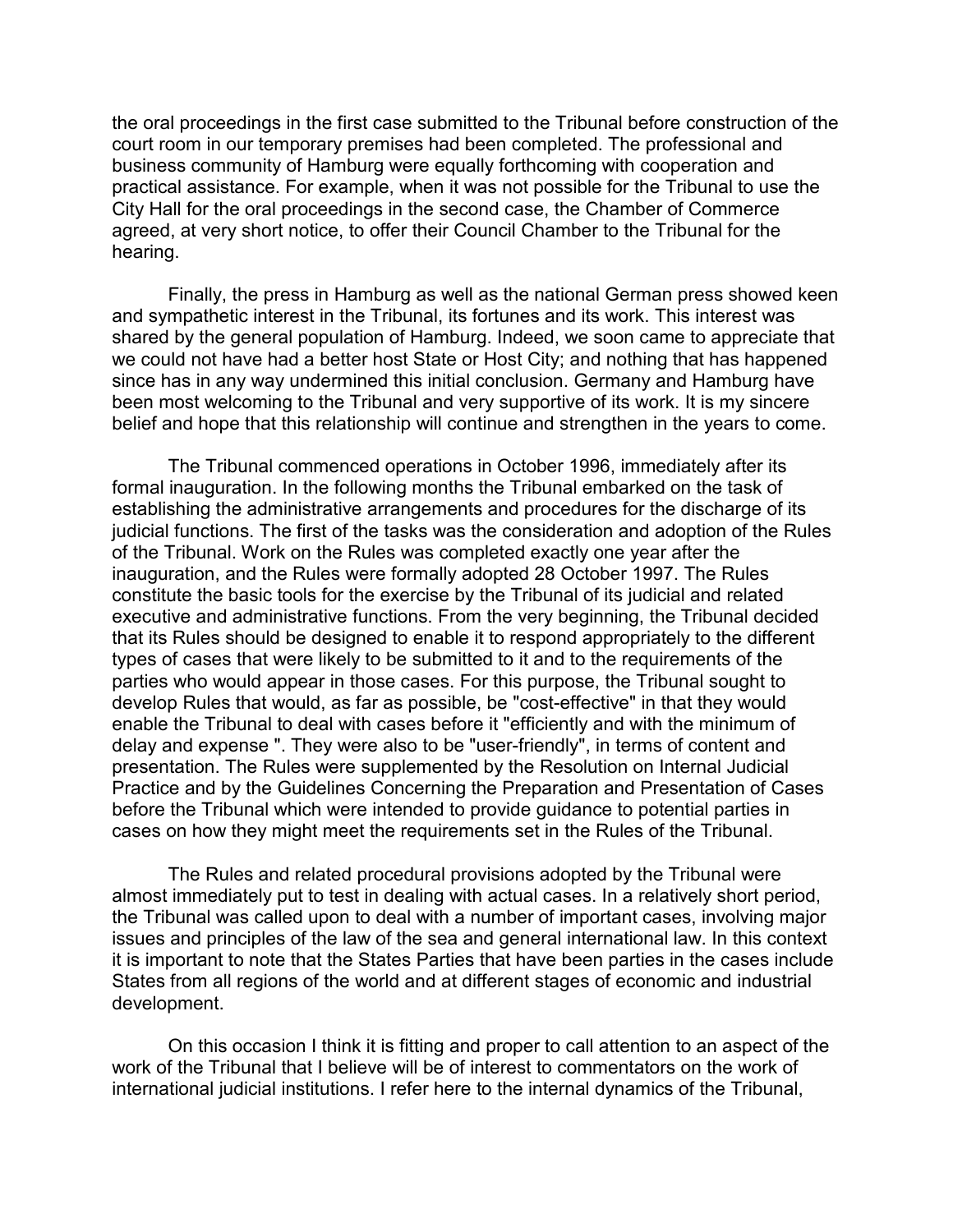the oral proceedings in the first case submitted to the Tribunal before construction of the court room in our temporary premises had been completed. The professional and business community of Hamburg were equally forthcoming with cooperation and practical assistance. For example, when it was not possible for the Tribunal to use the City Hall for the oral proceedings in the second case, the Chamber of Commerce agreed, at very short notice, to offer their Council Chamber to the Tribunal for the hearing.

Finally, the press in Hamburg as well as the national German press showed keen and sympathetic interest in the Tribunal, its fortunes and its work. This interest was shared by the general population of Hamburg. Indeed, we soon came to appreciate that we could not have had a better host State or Host City; and nothing that has happened since has in any way undermined this initial conclusion. Germany and Hamburg have been most welcoming to the Tribunal and very supportive of its work. It is my sincere belief and hope that this relationship will continue and strengthen in the years to come.

The Tribunal commenced operations in October 1996, immediately after its formal inauguration. In the following months the Tribunal embarked on the task of establishing the administrative arrangements and procedures for the discharge of its judicial functions. The first of the tasks was the consideration and adoption of the Rules of the Tribunal. Work on the Rules was completed exactly one year after the inauguration, and the Rules were formally adopted 28 October 1997. The Rules constitute the basic tools for the exercise by the Tribunal of its judicial and related executive and administrative functions. From the very beginning, the Tribunal decided that its Rules should be designed to enable it to respond appropriately to the different types of cases that were likely to be submitted to it and to the requirements of the parties who would appear in those cases. For this purpose, the Tribunal sought to develop Rules that would, as far as possible, be "cost-effective" in that they would enable the Tribunal to deal with cases before it "efficiently and with the minimum of delay and expense ". They were also to be "user-friendly", in terms of content and presentation. The Rules were supplemented by the Resolution on Internal Judicial Practice and by the Guidelines Concerning the Preparation and Presentation of Cases before the Tribunal which were intended to provide guidance to potential parties in cases on how they might meet the requirements set in the Rules of the Tribunal.

The Rules and related procedural provisions adopted by the Tribunal were almost immediately put to test in dealing with actual cases. In a relatively short period, the Tribunal was called upon to deal with a number of important cases, involving major issues and principles of the law of the sea and general international law. In this context it is important to note that the States Parties that have been parties in the cases include States from all regions of the world and at different stages of economic and industrial development.

On this occasion I think it is fitting and proper to call attention to an aspect of the work of the Tribunal that I believe will be of interest to commentators on the work of international judicial institutions. I refer here to the internal dynamics of the Tribunal,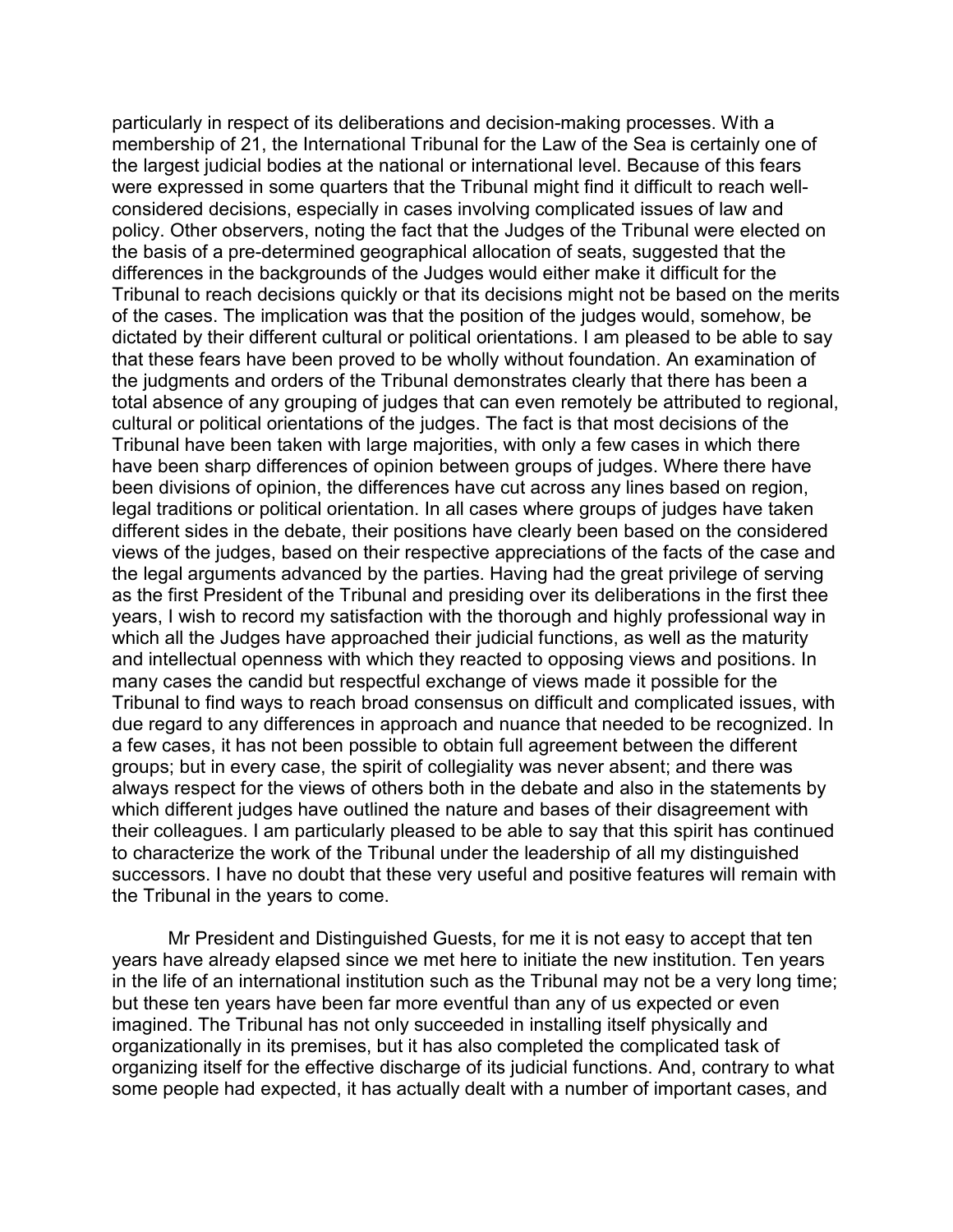particularly in respect of its deliberations and decision-making processes. With a membership of 21, the International Tribunal for the Law of the Sea is certainly one of the largest judicial bodies at the national or international level. Because of this fears were expressed in some quarters that the Tribunal might find it difficult to reach well-considered decisions, especially in cases involving complicated issues of law and policy. Other observers, noting the fact that the Judges of the Tribunal were elected on the basis of a pre-determined geographical allocation of seats, suggested that the differences in the backgrounds of the Judges would either make it difficult for the Tribunal to reach decisions quickly or that its decisions might not be based on the merits of the cases. The implication was that the position of the judges would, somehow, be dictated by their different cultural or political orientations. I am pleased to be able to say that these fears have been proved to be wholly without foundation. An examination of the judgments and orders of the Tribunal demonstrates clearly that there has been a total absence of any grouping of judges that can even remotely be attributed to regional, cultural or political orientations of the judges. The fact is that most decisions of the Tribunal have been taken with large majorities, with only a few cases in which there have been sharp differences of opinion between groups of judges. Where there have been divisions of opinion, the differences have cut across any lines based on region, legal traditions or political orientation. In all cases where groups of judges have taken different sides in the debate, their positions have clearly been based on the considered views of the judges, based on their respective appreciations of the facts of the case and the legal arguments advanced by the parties. Having had the great privilege of serving as the first President of the Tribunal and presiding over its deliberations in the first thee years, I wish to record my satisfaction with the thorough and highly professional way in which all the Judges have approached their judicial functions, as well as the maturity and intellectual openness with which they reacted to opposing views and positions. In many cases the candid but respectful exchange of views made it possible for the Tribunal to find ways to reach broad consensus on difficult and complicated issues, with due regard to any differences in approach and nuance that needed to be recognized. In a few cases, it has not been possible to obtain full agreement between the different groups; but in every case, the spirit of collegiality was never absent; and there was always respect for the views of others both in the debate and also in the statements by which different judges have outlined the nature and bases of their disagreement with their colleagues. I am particularly pleased to be able to say that this spirit has continued to characterize the work of the Tribunal under the leadership of all my distinguished successors. I have no doubt that these very useful and positive features will remain with the Tribunal in the years to come.

Mr President and Distinguished Guests, for me it is not easy to accept that ten years have already elapsed since we met here to initiate the new institution. Ten years in the life of an international institution such as the Tribunal may not be a very long time; but these ten years have been far more eventful than any of us expected or even imagined. The Tribunal has not only succeeded in installing itself physically and organizationally in its premises, but it has also completed the complicated task of organizing itself for the effective discharge of its judicial functions. And, contrary to what some people had expected, it has actually dealt with a number of important cases, and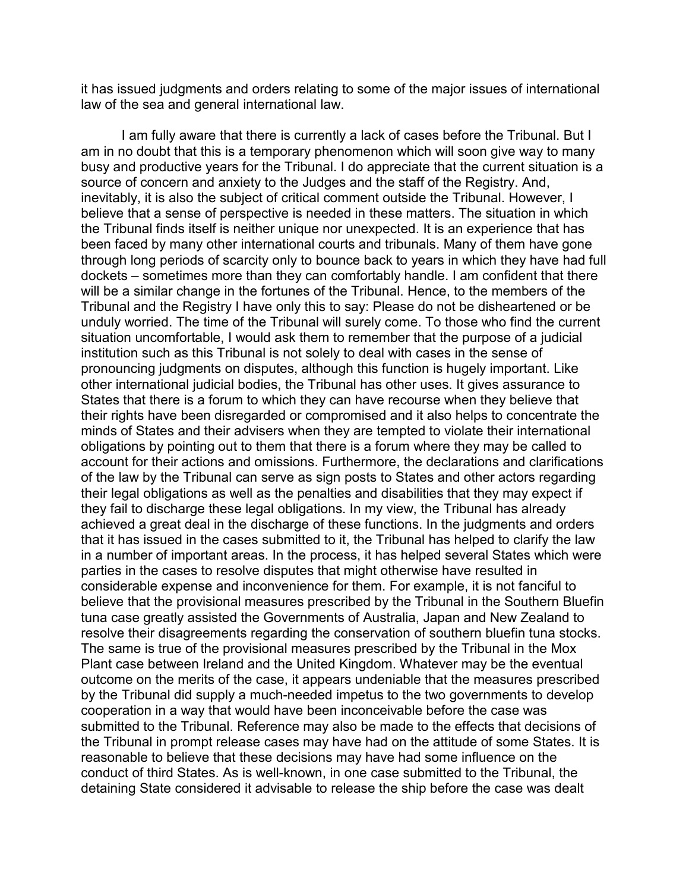it has issued judgments and orders relating to some of the major issues of international law of the sea and general international law.

I am fully aware that there is currently a lack of cases before the Tribunal. But I am in no doubt that this is a temporary phenomenon which will soon give way to many busy and productive years for the Tribunal. I do appreciate that the current situation is a source of concern and anxiety to the Judges and the staff of the Registry. And, inevitably, it is also the subject of critical comment outside the Tribunal. However, I believe that a sense of perspective is needed in these matters. The situation in which the Tribunal finds itself is neither unique nor unexpected. It is an experience that has been faced by many other international courts and tribunals. Many of them have gone through long periods of scarcity only to bounce back to years in which they have had full dockets – sometimes more than they can comfortably handle. I am confident that there will be a similar change in the fortunes of the Tribunal. Hence, to the members of the Tribunal and the Registry I have only this to say: Please do not be disheartened or be unduly worried. The time of the Tribunal will surely come. To those who find the current situation uncomfortable, I would ask them to remember that the purpose of a judicial institution such as this Tribunal is not solely to deal with cases in the sense of pronouncing judgments on disputes, although this function is hugely important. Like other international judicial bodies, the Tribunal has other uses. It gives assurance to States that there is a forum to which they can have recourse when they believe that their rights have been disregarded or compromised and it also helps to concentrate the minds of States and their advisers when they are tempted to violate their international obligations by pointing out to them that there is a forum where they may be called to account for their actions and omissions. Furthermore, the declarations and clarifications of the law by the Tribunal can serve as sign posts to States and other actors regarding their legal obligations as well as the penalties and disabilities that they may expect if they fail to discharge these legal obligations. In my view, the Tribunal has already achieved a great deal in the discharge of these functions. In the judgments and orders that it has issued in the cases submitted to it, the Tribunal has helped to clarify the law in a number of important areas. In the process, it has helped several States which were parties in the cases to resolve disputes that might otherwise have resulted in considerable expense and inconvenience for them. For example, it is not fanciful to believe that the provisional measures prescribed by the Tribunal in the Southern Bluefin tuna case greatly assisted the Governments of Australia, Japan and New Zealand to resolve their disagreements regarding the conservation of southern bluefin tuna stocks. The same is true of the provisional measures prescribed by the Tribunal in the Mox Plant case between Ireland and the United Kingdom. Whatever may be the eventual outcome on the merits of the case, it appears undeniable that the measures prescribed by the Tribunal did supply a much-needed impetus to the two governments to develop cooperation in a way that would have been inconceivable before the case was submitted to the Tribunal. Reference may also be made to the effects that decisions of the Tribunal in prompt release cases may have had on the attitude of some States. It is reasonable to believe that these decisions may have had some influence on the conduct of third States. As is well-known, in one case submitted to the Tribunal, the detaining State considered it advisable to release the ship before the case was dealt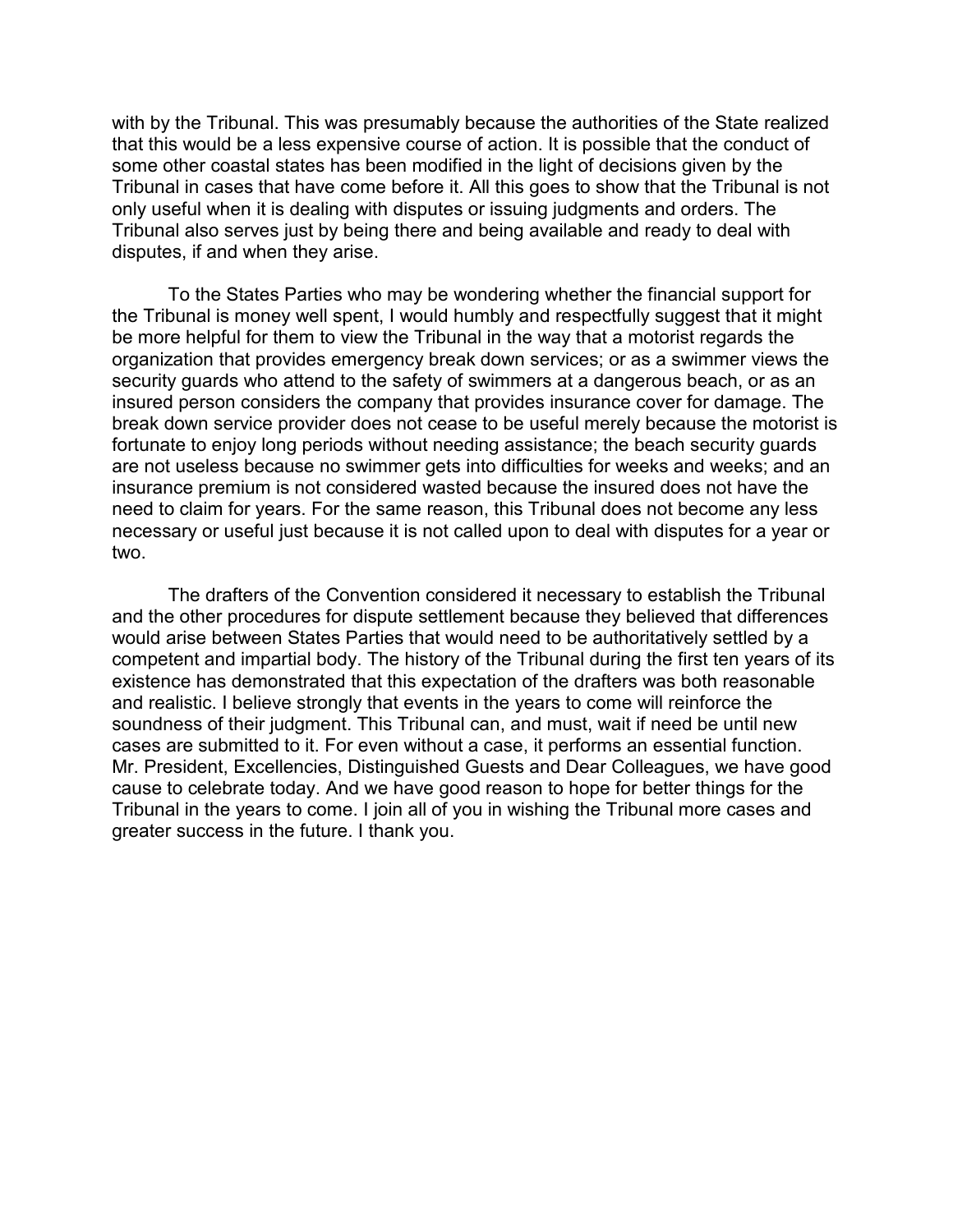with by the Tribunal. This was presumably because the authorities of the State realized that this would be a less expensive course of action. It is possible that the conduct of some other coastal states has been modified in the light of decisions given by the Tribunal in cases that have come before it. All this goes to show that the Tribunal is not only useful when it is dealing with disputes or issuing judgments and orders. The Tribunal also serves just by being there and being available and ready to deal with disputes, if and when they arise.

To the States Parties who may be wondering whether the financial support for the Tribunal is money well spent, I would humbly and respectfully suggest that it might be more helpful for them to view the Tribunal in the way that a motorist regards the organization that provides emergency break down services; or as a swimmer views the security guards who attend to the safety of swimmers at a dangerous beach, or as an insured person considers the company that provides insurance cover for damage. The break down service provider does not cease to be useful merely because the motorist is fortunate to enjoy long periods without needing assistance; the beach security guards are not useless because no swimmer gets into difficulties for weeks and weeks; and an insurance premium is not considered wasted because the insured does not have the need to claim for years. For the same reason, this Tribunal does not become any less necessary or useful just because it is not called upon to deal with disputes for a year or two.

The drafters of the Convention considered it necessary to establish the Tribunal and the other procedures for dispute settlement because they believed that differences would arise between States Parties that would need to be authoritatively settled by a competent and impartial body. The history of the Tribunal during the first ten years of its existence has demonstrated that this expectation of the drafters was both reasonable and realistic. I believe strongly that events in the years to come will reinforce the soundness of their judgment. This Tribunal can, and must, wait if need be until new cases are submitted to it. For even without a case, it performs an essential function. Mr. President, Excellencies, Distinguished Guests and Dear Colleagues, we have good cause to celebrate today. And we have good reason to hope for better things for the Tribunal in the years to come. I join all of you in wishing the Tribunal more cases and greater success in the future. I thank you.